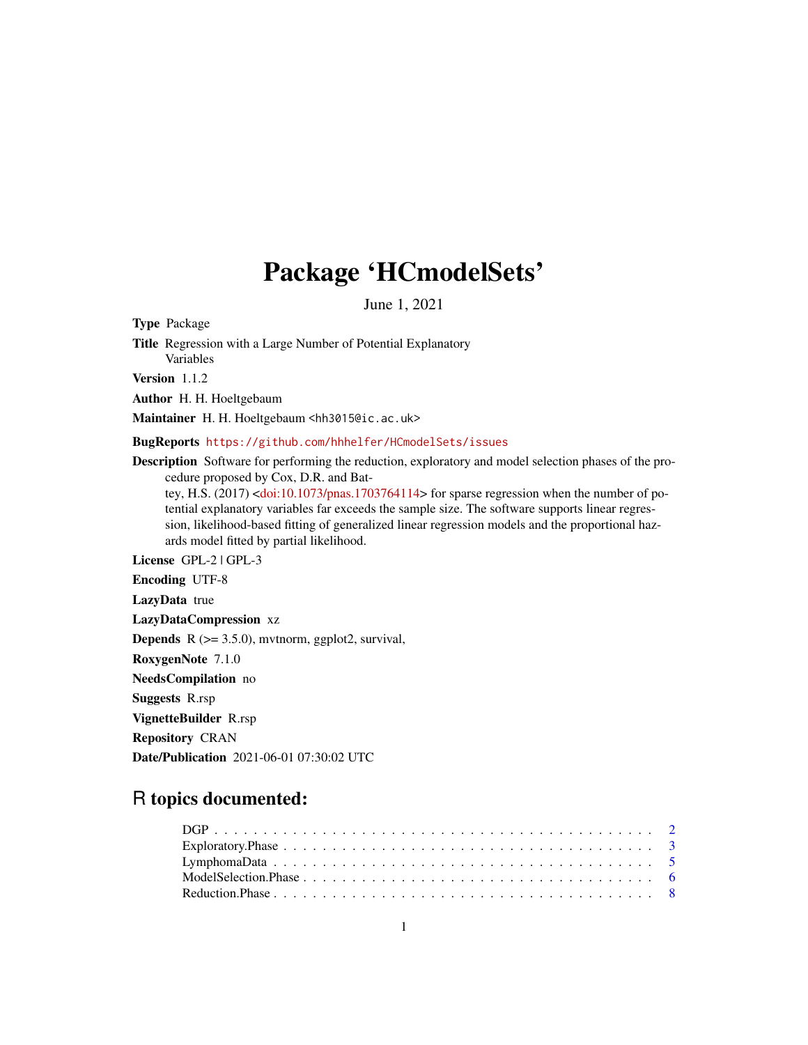# Package 'HCmodelSets'

June 1, 2021

**Type** Package

**Title** Regression with a Large Number of Potential Explanatory Variables

**Version** 1.1.2

**Author** H. H. Hoeltgebaum

**Maintainer** H. H. Hoeltgebaum <hh3015@ic.ac.uk>

**BugReports** https://github.com/hhhelfer/HCmodelSets/issues

**Description** Software for performing the reduction, exploratory and model selection phases of the procedure proposed by Cox, D.R. and Battey, H.S. (2017) <doi:10.1073/pnas.1703764114> for sparse regression when the number of potential explanatory variables far exceeds the sample size. The software supports linear regression, likelihood-based fitting of generalized linear regression models and the proportional hazards model fitted by partial likelihood.

**License** GPL-2 | GPL-3

**Encoding** UTF-8

**LazyData** true

**LazyDataCompression** xz

**Depends** R (>= 3.5.0), mvtnorm, ggplot2, survival,

**RoxygenNote** 7.1.0

**NeedsCompilation** no

**Suggests** R.rsp

**VignetteBuilder** R.rsp

**Repository** CRAN

**Date/Publication** 2021-06-01 07:30:02 UTC

## R topics documented:

- DGP . . . . . . . . . . . . . . . . . . . . . . . . . . . . . . . . . . . . . . . . . . 2
- Exploratory.Phase . . . . . . . . . . . . . . . . . . . . . . . . . . . . . . . . . . . 3
- LymphomaData . . . . . . . . . . . . . . . . . . . . . . . . . . . . . . . . . . . . . 5
- ModelSelection.Phase . . . . . . . . . . . . . . . . . . . . . . . . . . . . . . . . . 6
- Reduction.Phase . . . . . . . . . . . . . . . . . . . . . . . . . . . . . . . . . . . . 8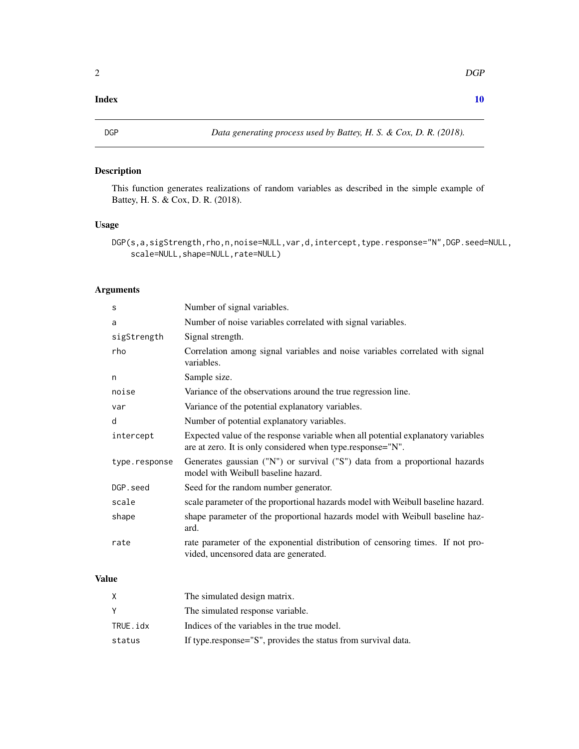## Index

10

## DGP — *Data generating process used by Battey, H. S. & Cox, D. R. (2018).*

### Description

This function generates realizations of random variables as described in the simple example of Battey, H. S. & Cox, D. R. (2018).

### Usage

```
DGP(s,a,sigStrength,rho,n,noise=NULL,var,d,intercept,type.response="N",DGP.seed=NULL,
    scale=NULL,shape=NULL,rate=NULL)
```

### Arguments

| | |
|---|---|
| `s` | Number of signal variables. |
| `a` | Number of noise variables correlated with signal variables. |
| `sigStrength` | Signal strength. |
| `rho` | Correlation among signal variables and noise variables correlated with signal variables. |
| `n` | Sample size. |
| `noise` | Variance of the observations around the true regression line. |
| `var` | Variance of the potential explanatory variables. |
| `d` | Number of potential explanatory variables. |
| `intercept` | Expected value of the response variable when all potential explanatory variables are at zero. It is only considered when type.response="N". |
| `type.response` | Generates gaussian ("N") or survival ("S") data from a proportional hazards model with Weibull baseline hazard. |
| `DGP.seed` | Seed for the random number generator. |
| `scale` | scale parameter of the proportional hazards model with Weibull baseline hazard. |
| `shape` | shape parameter of the proportional hazards model with Weibull baseline hazard. |
| `rate` | rate parameter of the exponential distribution of censoring times. If not provided, uncensored data are generated. |

### Value

| | |
|---|---|
| `X` | The simulated design matrix. |
| `Y` | The simulated response variable. |
| `TRUE.idx` | Indices of the variables in the true model. |
| `status` | If type.response="S", provides the status from survival data. |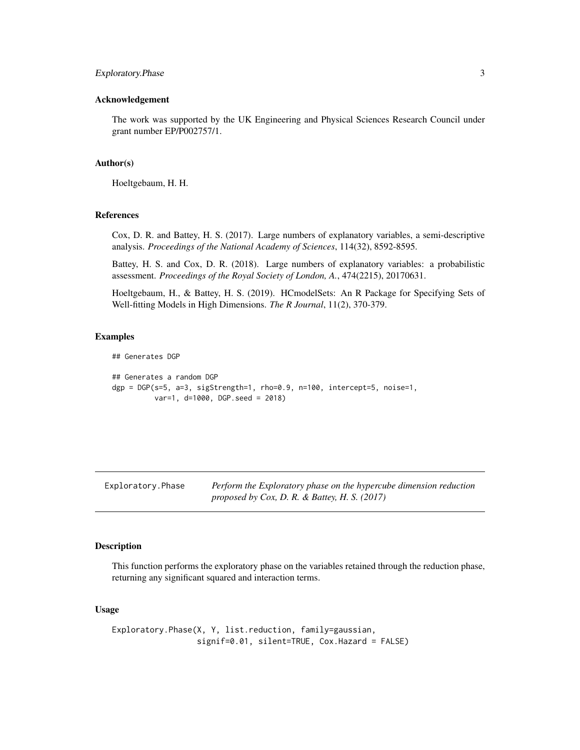### Acknowledgement

The work was supported by the UK Engineering and Physical Sciences Research Council under grant number EP/P002757/1.

### Author(s)

Hoeltgebaum, H. H.

### References

Cox, D. R. and Battey, H. S. (2017). Large numbers of explanatory variables, a semi-descriptive analysis. *Proceedings of the National Academy of Sciences*, 114(32), 8592-8595.

Battey, H. S. and Cox, D. R. (2018). Large numbers of explanatory variables: a probabilistic assessment. *Proceedings of the Royal Society of London, A.*, 474(2215), 20170631.

Hoeltgebaum, H., & Battey, H. S. (2019). HCmodelSets: An R Package for Specifying Sets of Well-fitting Models in High Dimensions. *The R Journal*, 11(2), 370-379.

### Examples

```
## Generates DGP

## Generates a random DGP
dgp = DGP(s=5, a=3, sigStrength=1, rho=0.9, n=100, intercept=5, noise=1,
          var=1, d=1000, DGP.seed = 2018)
```

---

## Exploratory.Phase — *Perform the Exploratory phase on the hypercube dimension reduction proposed by Cox, D. R. & Battey, H. S. (2017)*

### Description

This function performs the exploratory phase on the variables retained through the reduction phase, returning any significant squared and interaction terms.

### Usage

```
Exploratory.Phase(X, Y, list.reduction, family=gaussian,
                  signif=0.01, silent=TRUE, Cox.Hazard = FALSE)
```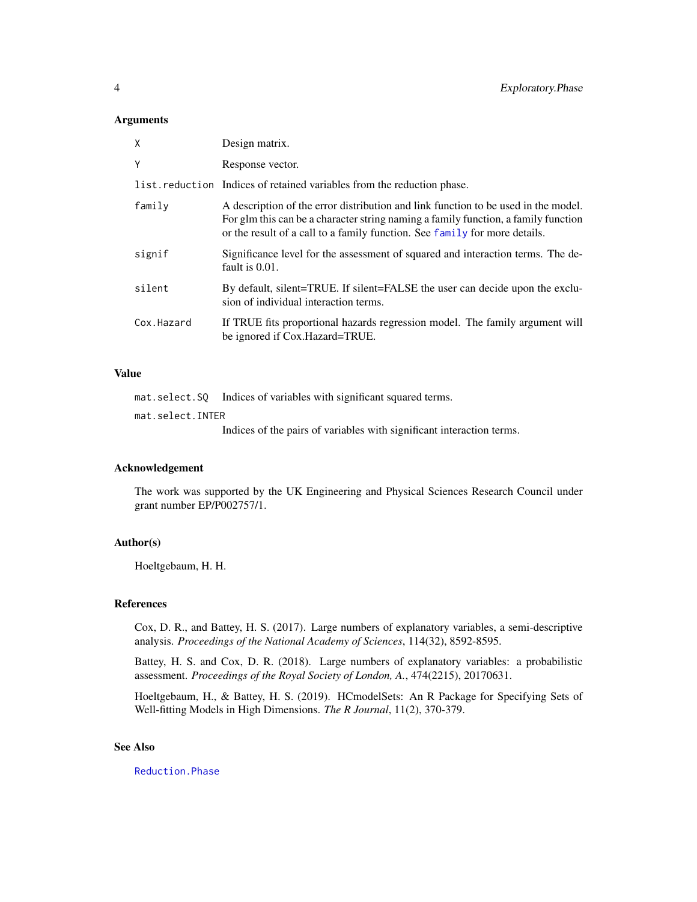## Arguments

| | |
|---|---|
| `X` | Design matrix. |
| `Y` | Response vector. |
| `list.reduction` | Indices of retained variables from the reduction phase. |
| `family` | A description of the error distribution and link function to be used in the model. For glm this can be a character string naming a family function, a family function or the result of a call to a family function. See `family` for more details. |
| `signif` | Significance level for the assessment of squared and interaction terms. The default is 0.01. |
| `silent` | By default, silent=TRUE. If silent=FALSE the user can decide upon the exclusion of individual interaction terms. |
| `Cox.Hazard` | If TRUE fits proportional hazards regression model. The family argument will be ignored if Cox.Hazard=TRUE. |

## Value

| | |
|---|---|
| `mat.select.SQ` | Indices of variables with significant squared terms. |
| `mat.select.INTER` | Indices of the pairs of variables with significant interaction terms. |

## Acknowledgement

The work was supported by the UK Engineering and Physical Sciences Research Council under grant number EP/P002757/1.

## Author(s)

Hoeltgebaum, H. H.

## References

Cox, D. R., and Battey, H. S. (2017). Large numbers of explanatory variables, a semi-descriptive analysis. *Proceedings of the National Academy of Sciences*, 114(32), 8592-8595.

Battey, H. S. and Cox, D. R. (2018). Large numbers of explanatory variables: a probabilistic assessment. *Proceedings of the Royal Society of London, A.*, 474(2215), 20170631.

Hoeltgebaum, H., & Battey, H. S. (2019). HCmodelSets: An R Package for Specifying Sets of Well-fitting Models in High Dimensions. *The R Journal*, 11(2), 370-379.

## See Also

`Reduction.Phase`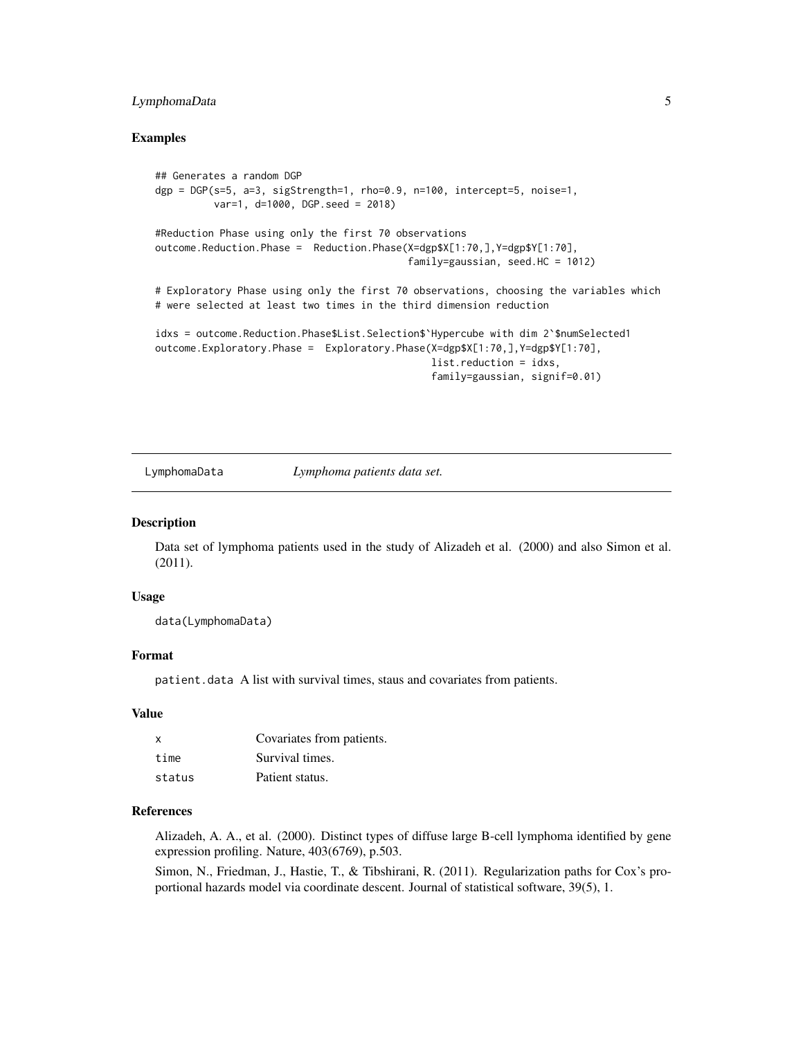## Examples

```
## Generates a random DGP
dgp = DGP(s=5, a=3, sigStrength=1, rho=0.9, n=100, intercept=5, noise=1,
          var=1, d=1000, DGP.seed = 2018)

#Reduction Phase using only the first 70 observations
outcome.Reduction.Phase =  Reduction.Phase(X=dgp$X[1:70,],Y=dgp$Y[1:70],
                                           family=gaussian, seed.HC = 1012)

# Exploratory Phase using only the first 70 observations, choosing the variables which
# were selected at least two times in the third dimension reduction

idxs = outcome.Reduction.Phase$List.Selection$`Hypercube with dim 2`$numSelected1
outcome.Exploratory.Phase =  Exploratory.Phase(X=dgp$X[1:70,],Y=dgp$Y[1:70],
                                               list.reduction = idxs,
                                               family=gaussian, signif=0.01)
```

---

# LymphomaData — *Lymphoma patients data set.*

## Description

Data set of lymphoma patients used in the study of Alizadeh et al. (2000) and also Simon et al. (2011).

## Usage

```
data(LymphomaData)
```

## Format

`patient.data` A list with survival times, staus and covariates from patients.

## Value

| | |
|---|---|
| `x` | Covariates from patients. |
| `time` | Survival times. |
| `status` | Patient status. |

## References

Alizadeh, A. A., et al. (2000). Distinct types of diffuse large B-cell lymphoma identified by gene expression profiling. Nature, 403(6769), p.503.

Simon, N., Friedman, J., Hastie, T., & Tibshirani, R. (2011). Regularization paths for Cox's proportional hazards model via coordinate descent. Journal of statistical software, 39(5), 1.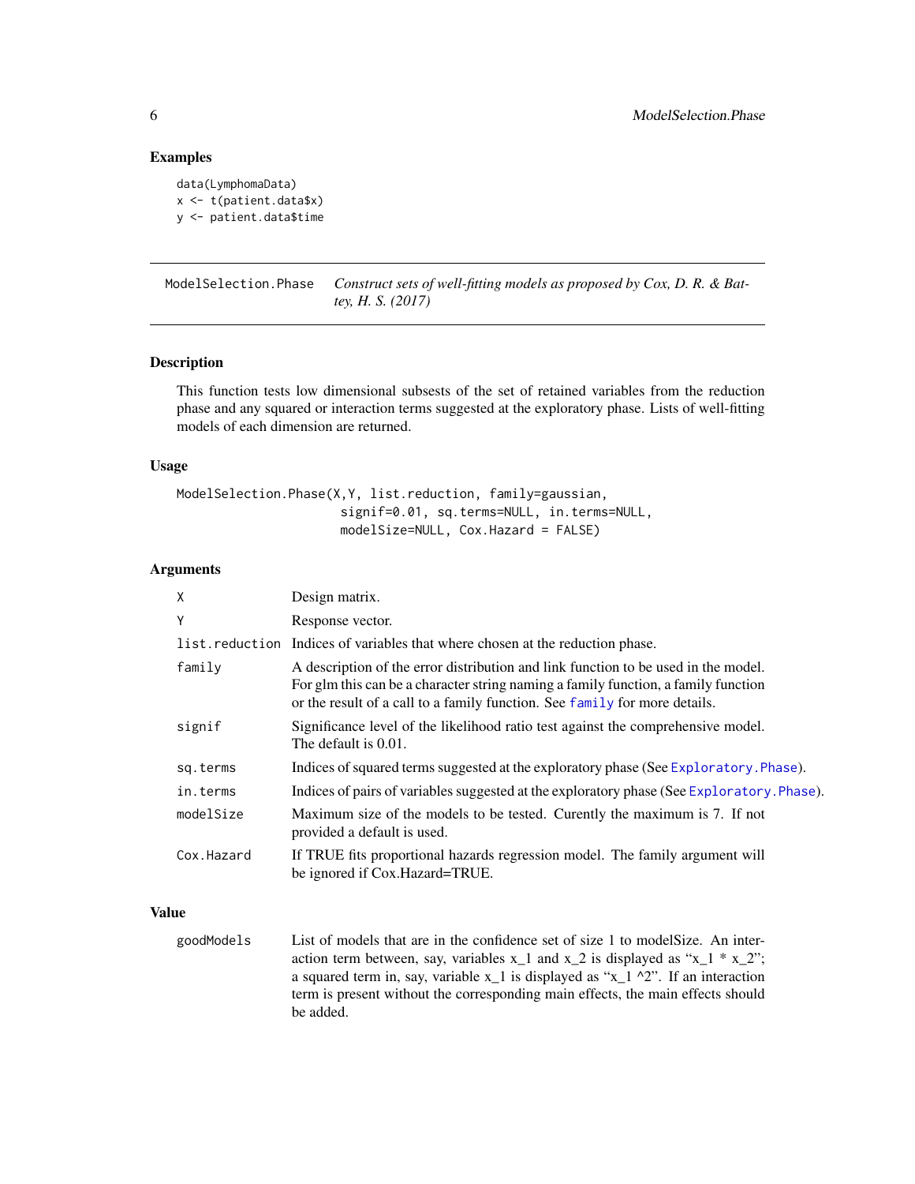## Examples

```
data(LymphomaData)
x <- t(patient.data$x)
y <- patient.data$time
```

---

# ModelSelection.Phase

*Construct sets of well-fitting models as proposed by Cox, D. R. & Battey, H. S. (2017)*

---

## Description

This function tests low dimensional subsests of the set of retained variables from the reduction phase and any squared or interaction terms suggested at the exploratory phase. Lists of well-fitting models of each dimension are returned.

## Usage

```
ModelSelection.Phase(X,Y, list.reduction, family=gaussian,
                     signif=0.01, sq.terms=NULL, in.terms=NULL,
                     modelSize=NULL, Cox.Hazard = FALSE)
```

## Arguments

| | |
|---|---|
| X | Design matrix. |
| Y | Response vector. |
| list.reduction | Indices of variables that where chosen at the reduction phase. |
| family | A description of the error distribution and link function to be used in the model. For glm this can be a character string naming a family function, a family function or the result of a call to a family function. See family for more details. |
| signif | Significance level of the likelihood ratio test against the comprehensive model. The default is 0.01. |
| sq.terms | Indices of squared terms suggested at the exploratory phase (See Exploratory.Phase). |
| in.terms | Indices of pairs of variables suggested at the exploratory phase (See Exploratory.Phase). |
| modelSize | Maximum size of the models to be tested. Curently the maximum is 7. If not provided a default is used. |
| Cox.Hazard | If TRUE fits proportional hazards regression model. The family argument will be ignored if Cox.Hazard=TRUE. |

## Value

| | |
|---|---|
| goodModels | List of models that are in the confidence set of size 1 to modelSize. An interaction term between, say, variables x_1 and x_2 is displayed as "x_1 * x_2"; a squared term in, say, variable x_1 is displayed as "x_1 ^2". If an interaction term is present without the corresponding main effects, the main effects should be added. |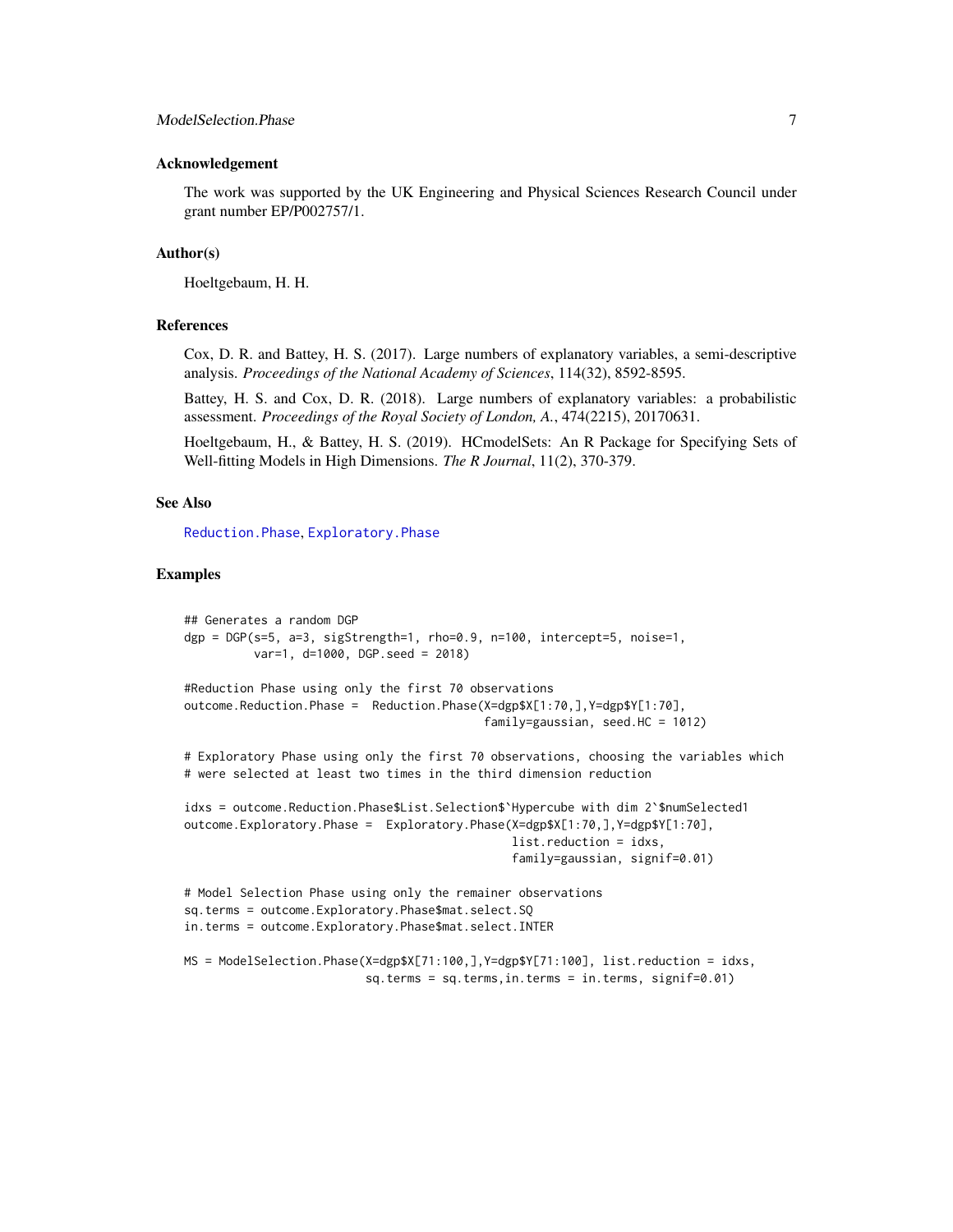### Acknowledgement

The work was supported by the UK Engineering and Physical Sciences Research Council under grant number EP/P002757/1.

### Author(s)

Hoeltgebaum, H. H.

### References

Cox, D. R. and Battey, H. S. (2017). Large numbers of explanatory variables, a semi-descriptive analysis. *Proceedings of the National Academy of Sciences*, 114(32), 8592-8595.

Battey, H. S. and Cox, D. R. (2018). Large numbers of explanatory variables: a probabilistic assessment. *Proceedings of the Royal Society of London, A.*, 474(2215), 20170631.

Hoeltgebaum, H., & Battey, H. S. (2019). HCmodelSets: An R Package for Specifying Sets of Well-fitting Models in High Dimensions. *The R Journal*, 11(2), 370-379.

### See Also

Reduction.Phase, Exploratory.Phase

### Examples

```
## Generates a random DGP
dgp = DGP(s=5, a=3, sigStrength=1, rho=0.9, n=100, intercept=5, noise=1,
          var=1, d=1000, DGP.seed = 2018)

#Reduction Phase using only the first 70 observations
outcome.Reduction.Phase =  Reduction.Phase(X=dgp$X[1:70,],Y=dgp$Y[1:70],
                                            family=gaussian, seed.HC = 1012)

# Exploratory Phase using only the first 70 observations, choosing the variables which
# were selected at least two times in the third dimension reduction

idxs = outcome.Reduction.Phase$List.Selection$`Hypercube with dim 2`$numSelected1
outcome.Exploratory.Phase =  Exploratory.Phase(X=dgp$X[1:70,],Y=dgp$Y[1:70],
                                                list.reduction = idxs,
                                                family=gaussian, signif=0.01)

# Model Selection Phase using only the remainer observations
sq.terms = outcome.Exploratory.Phase$mat.select.SQ
in.terms = outcome.Exploratory.Phase$mat.select.INTER

MS = ModelSelection.Phase(X=dgp$X[71:100,],Y=dgp$Y[71:100], list.reduction = idxs,
                          sq.terms = sq.terms,in.terms = in.terms, signif=0.01)
```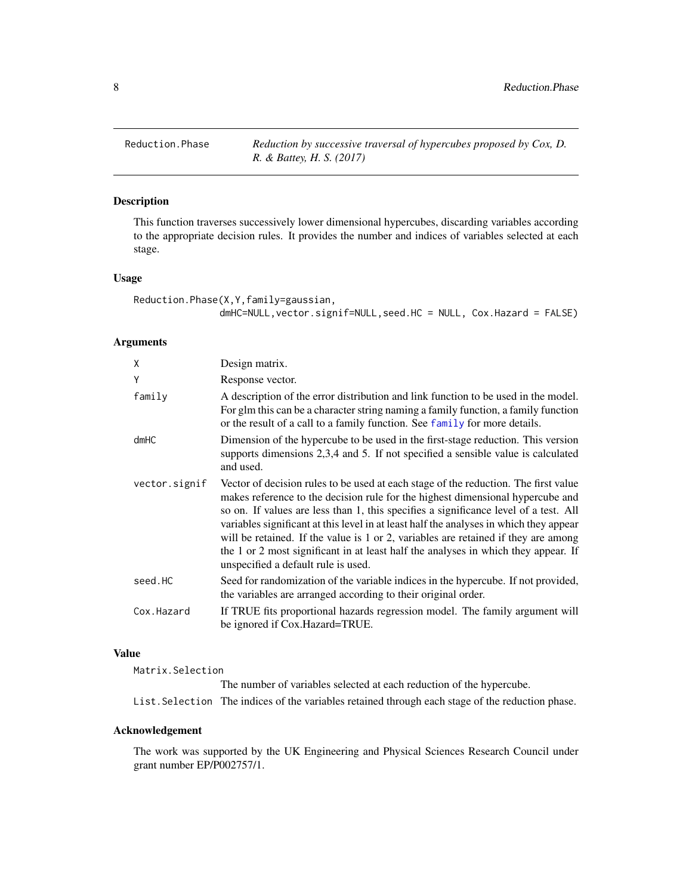Reduction.Phase *Reduction by successive traversal of hypercubes proposed by Cox, D. R. & Battey, H. S. (2017)*

## Description

This function traverses successively lower dimensional hypercubes, discarding variables according to the appropriate decision rules. It provides the number and indices of variables selected at each stage.

## Usage

```
Reduction.Phase(X,Y,family=gaussian,
               dmHC=NULL,vector.signif=NULL,seed.HC = NULL, Cox.Hazard = FALSE)
```

## Arguments

| | |
|---|---|
| X | Design matrix. |
| Y | Response vector. |
| family | A description of the error distribution and link function to be used in the model. For glm this can be a character string naming a family function, a family function or the result of a call to a family function. See family for more details. |
| dmHC | Dimension of the hypercube to be used in the first-stage reduction. This version supports dimensions 2,3,4 and 5. If not specified a sensible value is calculated and used. |
| vector.signif | Vector of decision rules to be used at each stage of the reduction. The first value makes reference to the decision rule for the highest dimensional hypercube and so on. If values are less than 1, this specifies a significance level of a test. All variables significant at this level in at least half the analyses in which they appear will be retained. If the value is 1 or 2, variables are retained if they are among the 1 or 2 most significant in at least half the analyses in which they appear. If unspecified a default rule is used. |
| seed.HC | Seed for randomization of the variable indices in the hypercube. If not provided, the variables are arranged according to their original order. |
| Cox.Hazard | If TRUE fits proportional hazards regression model. The family argument will be ignored if Cox.Hazard=TRUE. |

## Value

| | |
|---|---|
| Matrix.Selection | The number of variables selected at each reduction of the hypercube. |
| List.Selection | The indices of the variables retained through each stage of the reduction phase. |

## Acknowledgement

The work was supported by the UK Engineering and Physical Sciences Research Council under grant number EP/P002757/1.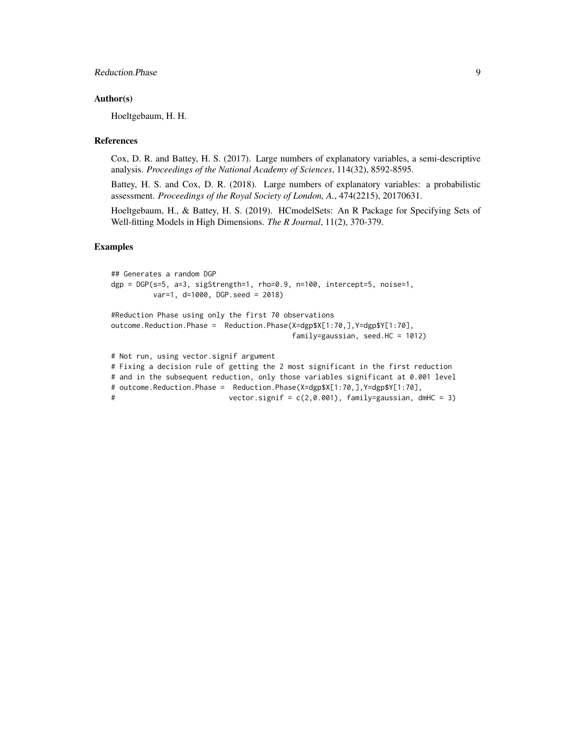### Author(s)

Hoeltgebaum, H. H.

### References

Cox, D. R. and Battey, H. S. (2017). Large numbers of explanatory variables, a semi-descriptive analysis. *Proceedings of the National Academy of Sciences*, 114(32), 8592-8595.

Battey, H. S. and Cox, D. R. (2018). Large numbers of explanatory variables: a probabilistic assessment. *Proceedings of the Royal Society of London, A.*, 474(2215), 20170631.

Hoeltgebaum, H., & Battey, H. S. (2019). HCmodelSets: An R Package for Specifying Sets of Well-fitting Models in High Dimensions. *The R Journal*, 11(2), 370-379.

### Examples

```
## Generates a random DGP
dgp = DGP(s=5, a=3, sigStrength=1, rho=0.9, n=100, intercept=5, noise=1,
          var=1, d=1000, DGP.seed = 2018)

#Reduction Phase using only the first 70 observations
outcome.Reduction.Phase =  Reduction.Phase(X=dgp$X[1:70,],Y=dgp$Y[1:70],
                                           family=gaussian, seed.HC = 1012)

# Not run, using vector.signif argument
# Fixing a decision rule of getting the 2 most significant in the first reduction
# and in the subsequent reduction, only those variables significant at 0.001 level
# outcome.Reduction.Phase =  Reduction.Phase(X=dgp$X[1:70,],Y=dgp$Y[1:70],
#                            vector.signif = c(2,0.001), family=gaussian, dmHC = 3)
```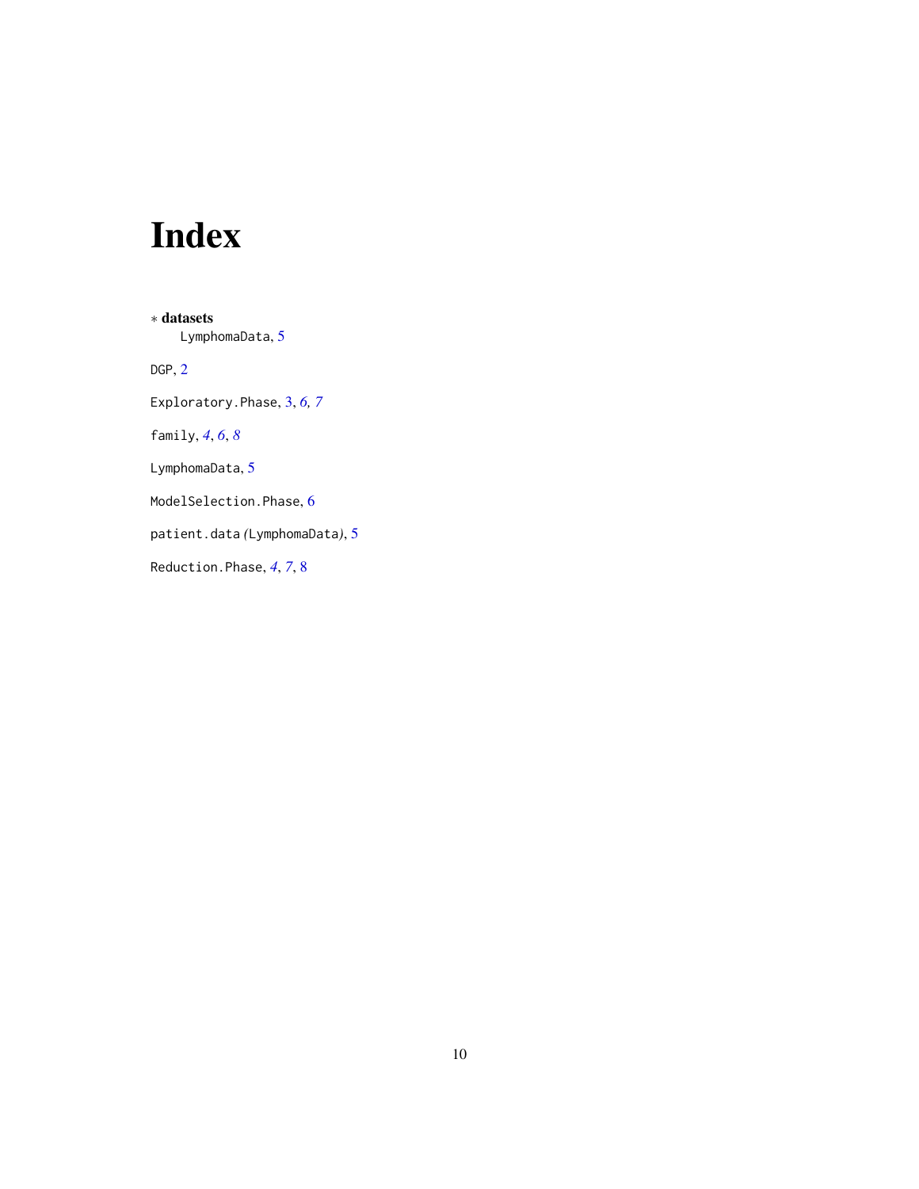# Index

∗ **datasets**
    LymphomaData, 5

DGP, 2

Exploratory.Phase, 3, *6, 7*

family, *4*, *6*, *8*

LymphomaData, 5

ModelSelection.Phase, 6

patient.data *(*LymphomaData*)*, 5

Reduction.Phase, *4*, *7*, 8